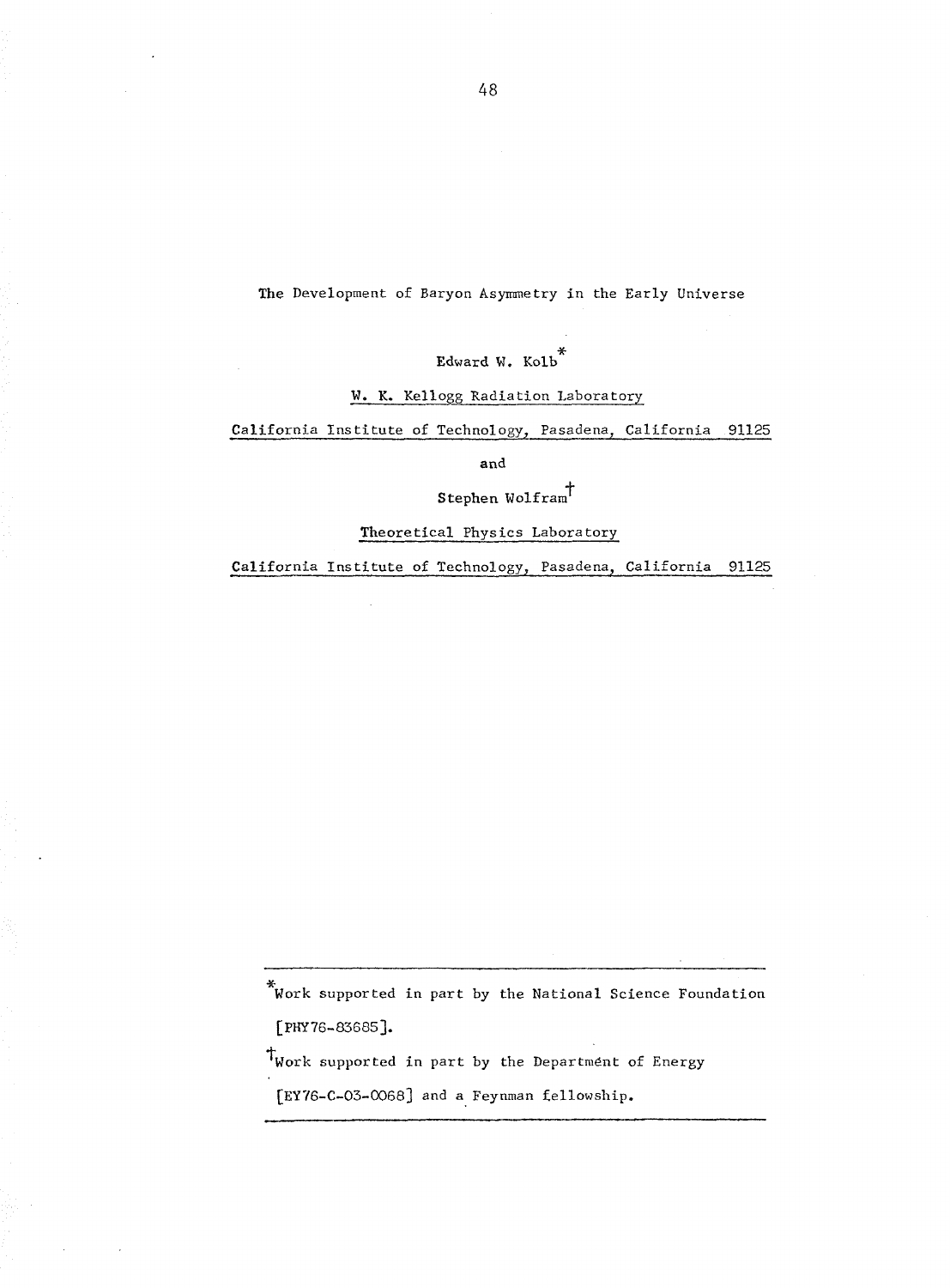# The Development of Baryon Asymmetry in the Early Universe

Edward W. Kolb[*]

W. K. Kellogg Radiation Laboratory

California Institute of Technology, Pasadena, California 91125

and

Stephen Wolfram[†]

Theoretical Physics Laboratory

California Institute of Technology, Pasadena, California 91125

---

[*] Work supported in part by the National Science Foundation [PHY76-83685].

[†] Work supported in part by the Department of Energy [EY76-C-03-0068] and a Feynman fellowship.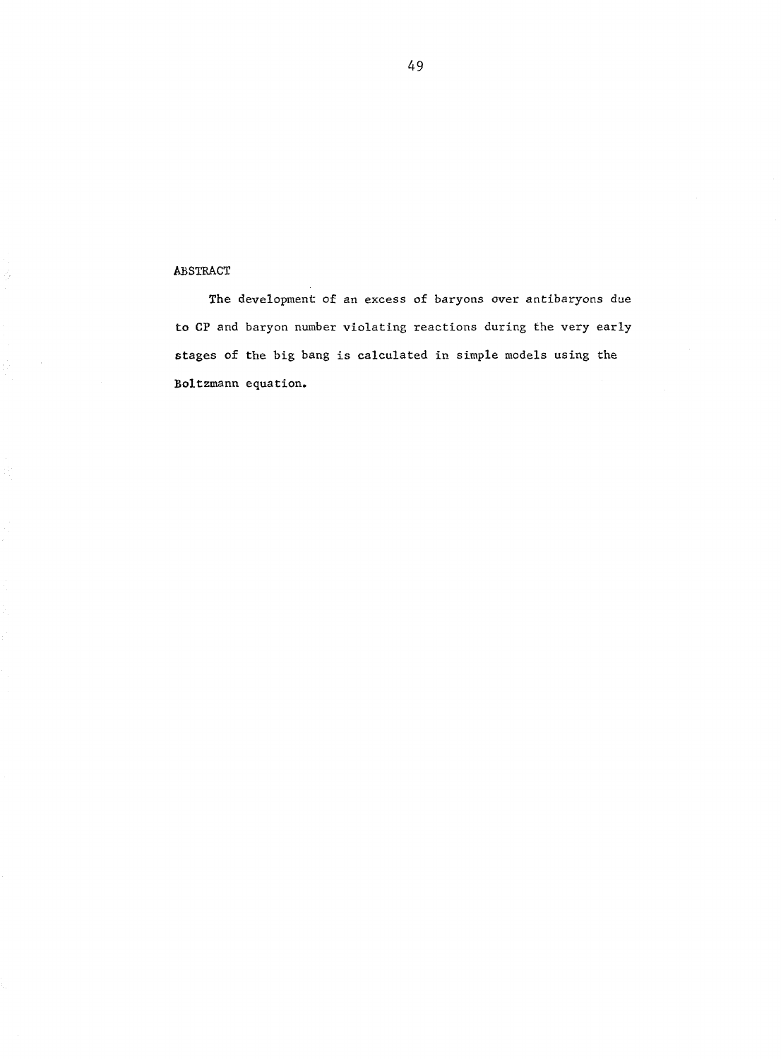## ABSTRACT

The development of an excess of baryons over antibaryons due to CP and baryon number violating reactions during the very early stages of the big bang is calculated in simple models using the Boltzmann equation.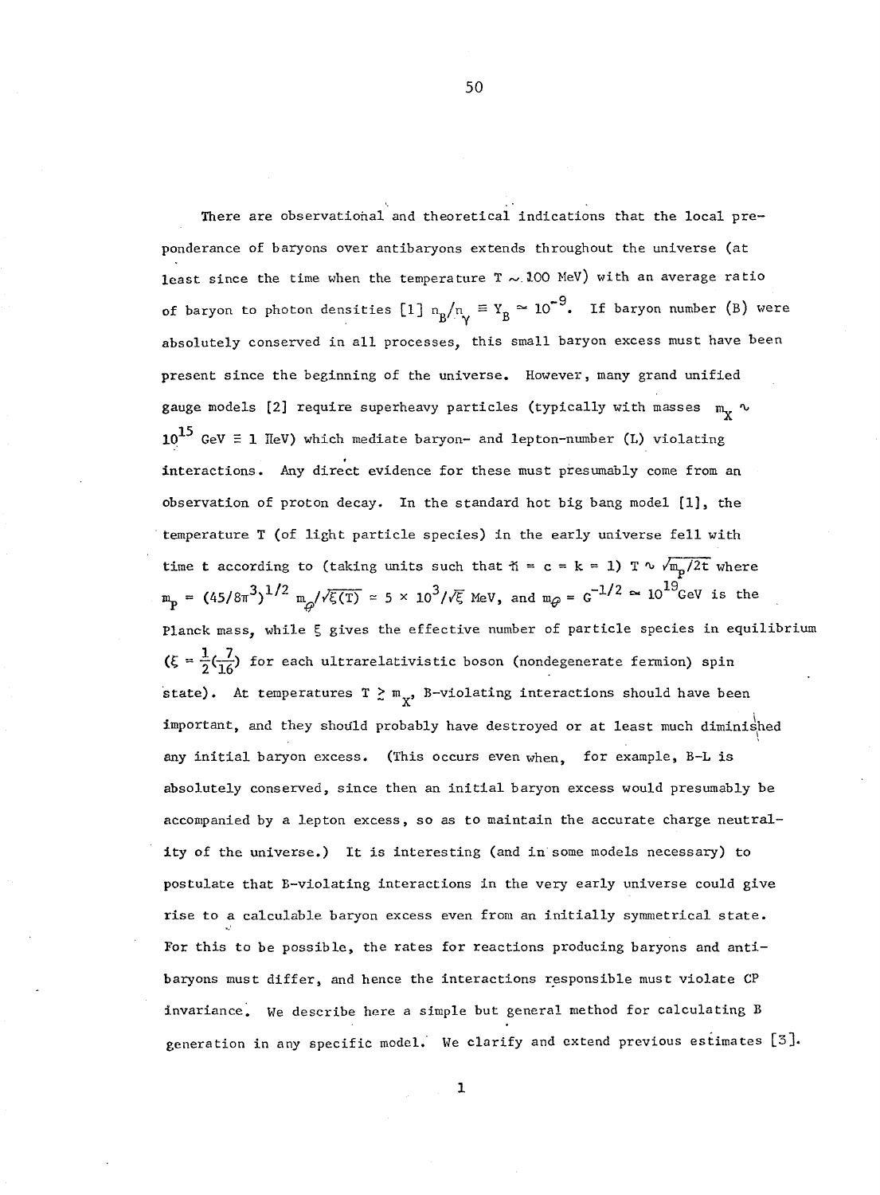There are observational and theoretical indications that the local preponderance of baryons over antibaryons extends throughout the universe (at least since the time when the temperature $T \sim 100$ MeV) with an average ratio of baryon to photon densities [1] $n_B/n_\gamma \equiv Y_B \simeq 10^{-9}$. If baryon number (B) were absolutely conserved in all processes, this small baryon excess must have been present since the beginning of the universe. However, many grand unified gauge models [2] require superheavy particles (typically with masses $m_X \sim 10^{15}$ GeV $\equiv$ 1 HeV) which mediate baryon- and lepton-number (L) violating interactions. Any direct evidence for these must presumably come from an observation of proton decay. In the standard hot big bang model [1], the temperature T (of light particle species) in the early universe fell with time t according to (taking units such that $\hbar = c = k = 1$) $T \sim \sqrt{m_P/2t}$ where $m_P = (45/8\pi^3)^{1/2}\, m_{\mathcal{P}}/\sqrt{\xi(T)} \simeq 5 \times 10^3/\sqrt{\xi}$ MeV, and $m_{\mathcal{P}} = G^{-1/2} \simeq 10^{19}$GeV is the Planck mass, while $\xi$ gives the effective number of particle species in equilibrium ($\xi = \frac{1}{2}(\frac{7}{16})$ for each ultrarelativistic boson (nondegenerate fermion) spin state). At temperatures $T \gtrsim m_X$, B-violating interactions should have been important, and they should probably have destroyed or at least much diminished any initial baryon excess. (This occurs even when, for example, B-L is absolutely conserved, since then an initial baryon excess would presumably be accompanied by a lepton excess, so as to maintain the accurate charge neutrality of the universe.) It is interesting (and in some models necessary) to postulate that B-violating interactions in the very early universe could give rise to a calculable baryon excess even from an initially symmetrical state. For this to be possible, the rates for reactions producing baryons and antibaryons must differ, and hence the interactions responsible must violate CP invariance. We describe here a simple but general method for calculating B generation in any specific model. We clarify and extend previous estimates [3].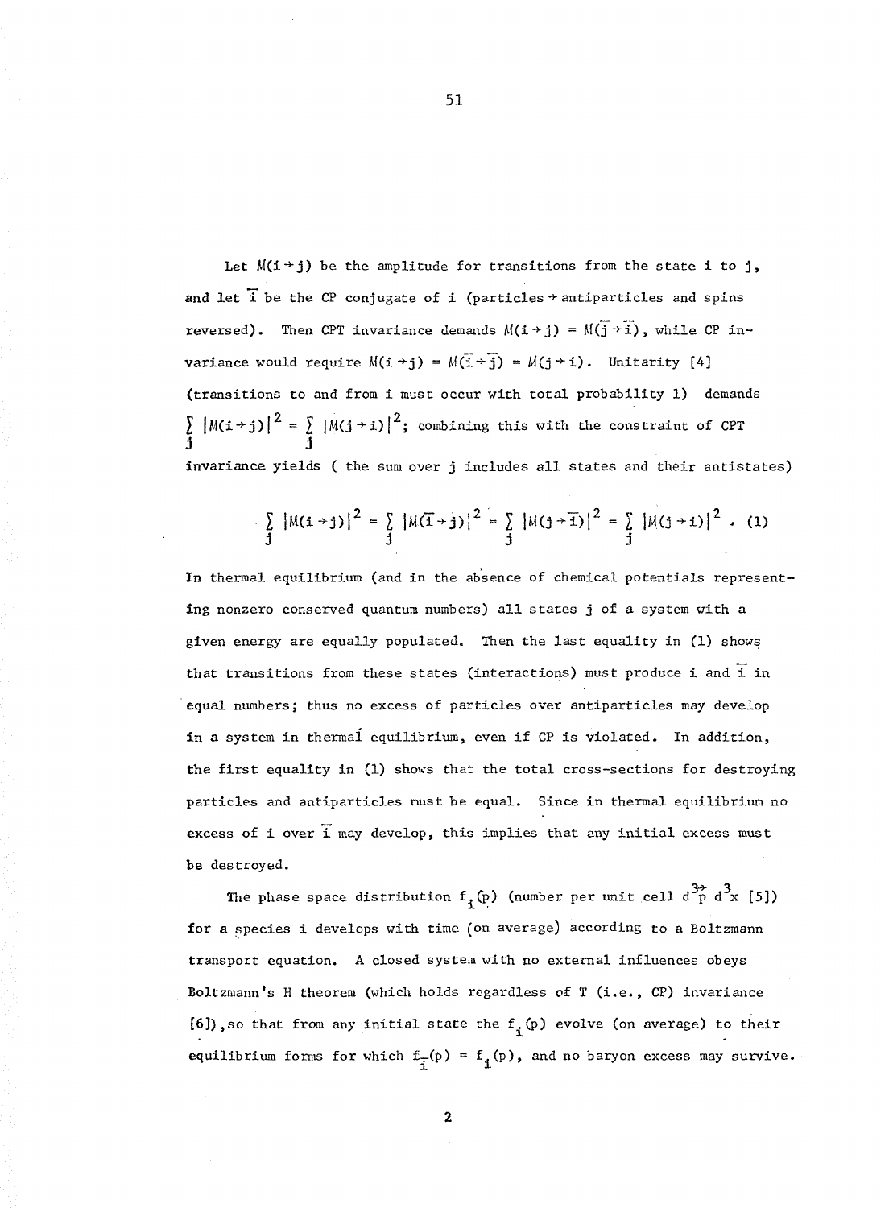Let $M(i \to j)$ be the amplitude for transitions from the state i to j, and let $\bar{i}$ be the CP conjugate of i (particles $\to$ antiparticles and spins reversed). Then CPT invariance demands $M(i \to j) = M(\bar{j} \to \bar{i})$, while CP invariance would require $M(i \to j) = M(\bar{i} \to \bar{j}) = M(j \to i)$. Unitarity [4] (transitions to and from i must occur with total probability 1) demands $\sum_j |M(i \to j)|^2 = \sum_j |M(j \to i)|^2$; combining this with the constraint of CPT invariance yields ( the sum over j includes all states and their antistates)

$$\sum_j |M(i \to j)|^2 = \sum_j |M(\bar{i} \to j)|^2 = \sum_j |M(j \to \bar{i})|^2 = \sum_j |M(j \to i)|^2 \ . \quad (1)$$

In thermal equilibrium (and in the absence of chemical potentials representing nonzero conserved quantum numbers) all states j of a system with a given energy are equally populated. Then the last equality in (1) shows that transitions from these states (interactions) must produce i and $\bar{i}$ in equal numbers; thus no excess of particles over antiparticles may develop in a system in thermal equilibrium, even if CP is violated. In addition, the first equality in (1) shows that the total cross-sections for destroying particles and antiparticles must be equal. Since in thermal equilibrium no excess of i over $\bar{i}$ may develop, this implies that any initial excess must be destroyed.

The phase space distribution $f_i(p)$ (number per unit cell $d^3\vec{p}\, d^3x$ [5]) for a species i develops with time (on average) according to a Boltzmann transport equation. A closed system with no external influences obeys Boltzmann's H theorem (which holds regardless of T (i.e., CP) invariance [6]), so that from any initial state the $f_i(p)$ evolve (on average) to their equilibrium forms for which $f_{\bar{i}}(p) = f_i(p)$, and no baryon excess may survive.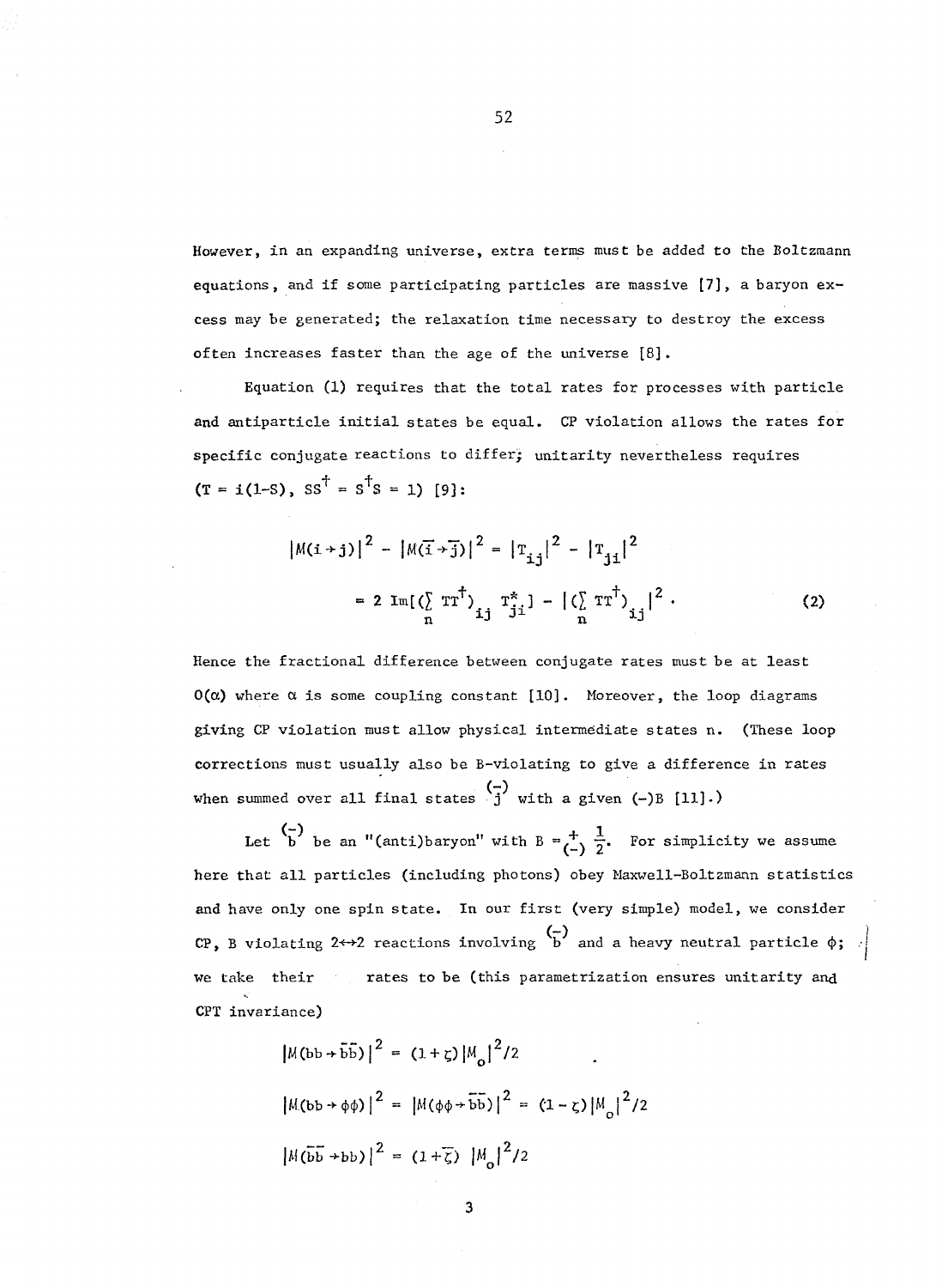However, in an expanding universe, extra terms must be added to the Boltzmann equations, and if some participating particles are massive [7], a baryon excess may be generated; the relaxation time necessary to destroy the excess often increases faster than the age of the universe [8].

Equation (1) requires that the total rates for processes with particle and antiparticle initial states be equal. CP violation allows the rates for specific conjugate reactions to differ; unitarity nevertheless requires ($T = i(1-S)$, $SS^\dagger = S^\dagger S = 1$) [9]:

$$|M(i \to j)|^2 - |M(\bar{i} \to \bar{j})|^2 = |T_{ij}|^2 - |T_{ji}|^2$$
$$= 2\,\mathrm{Im}[(\sum_n TT^\dagger)_{ij} T^*_{ji}] - |(\sum_n TT^\dagger)_{ij}|^2 \,. \tag{2}$$

Hence the fractional difference between conjugate rates must be at least $O(\alpha)$ where $\alpha$ is some coupling constant [10]. Moreover, the loop diagrams giving CP violation must allow physical intermediate states n. (These loop corrections must usually also be B-violating to give a difference in rates when summed over all final states $\overset{(-)}{j}$ with a given (-)B [11].)

Let $\overset{(-)}{b}$ be an "(anti)baryon" with $B = \underset{(-)}{+} \frac{1}{2}$. For simplicity we assume here that all particles (including photons) obey Maxwell-Boltzmann statistics and have only one spin state. In our first (very simple) model, we consider CP, B violating $2 \leftrightarrow 2$ reactions involving $\overset{(-)}{b}$ and a heavy neutral particle $\phi$; we take their rates to be (this parametrization ensures unitarity and CPT invariance)

$$|M(bb \to \bar{b}\bar{b})|^2 = (1+\zeta)|M_0|^2/2$$

$$|M(bb \to \phi\phi)|^2 = |M(\phi\phi \to \bar{b}\bar{b})|^2 = (1-\zeta)|M_0|^2/2$$

$$|M(\bar{b}\bar{b} \to bb)|^2 = (1+\bar{\zeta})\ |M_0|^2/2$$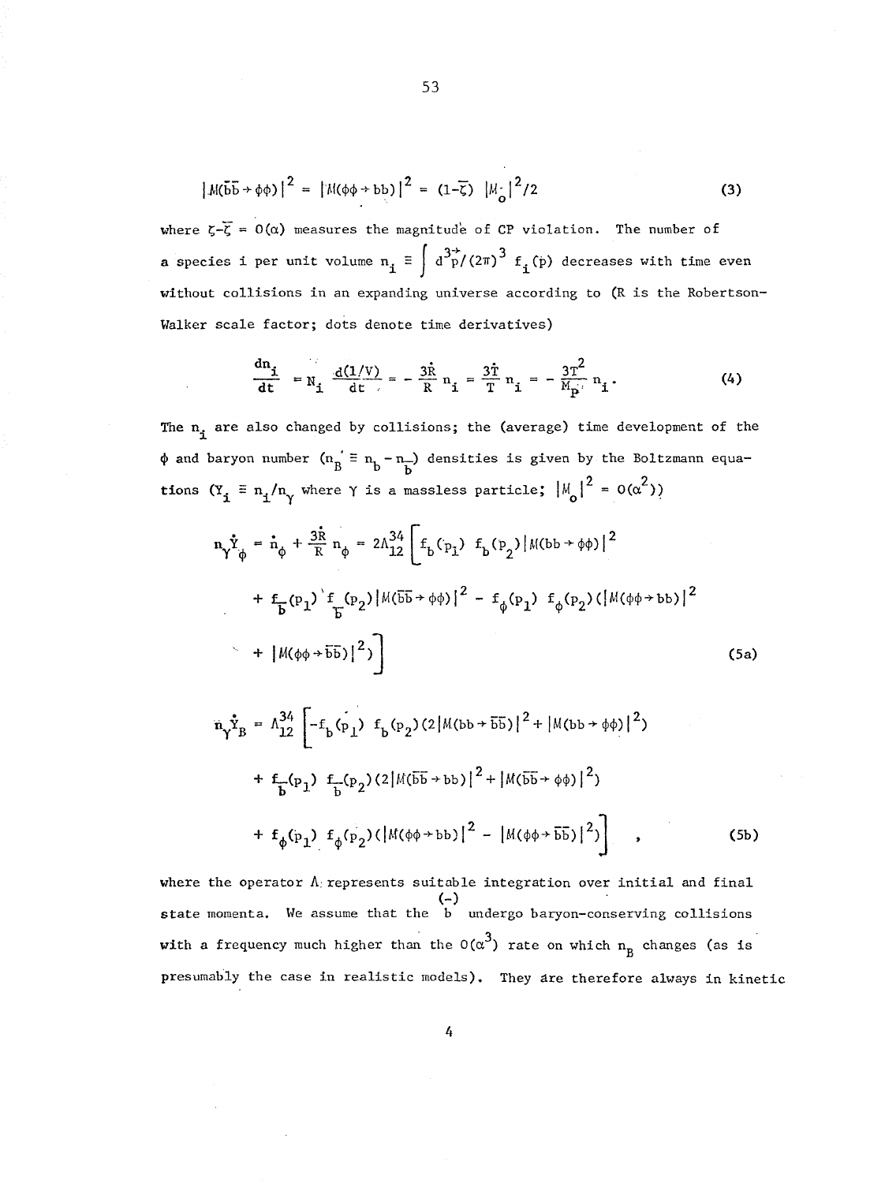$$|M(\bar{b}\bar{b}\to\phi\phi)|^2 = |M(\phi\phi\to bb)|^2 = (1-\bar{\zeta})\ |M_o|^2/2 \tag{3}$$

where $\zeta-\bar{\zeta} = O(\alpha)$ measures the magnitude of CP violation. The number of a species i per unit volume $n_i \equiv \int d^3\vec{p}/(2\pi)^3\ f_i(p)$ decreases with time even without collisions in an expanding universe according to (R is the Robertson-Walker scale factor; dots denote time derivatives)

$$\frac{dn_i}{dt} = N_i \frac{d(1/V)}{dt} = -\frac{3\dot{R}}{R} n_i = \frac{3\dot{T}}{T} n_i = -\frac{3T^2}{M_P} n_i. \tag{4}$$

The $n_i$ are also changed by collisions; the (average) time development of the $\phi$ and baryon number ($n_B \equiv n_b - n_{\bar{b}}$) densities is given by the Boltzmann equations ($Y_i \equiv n_i/n_\gamma$ where $\gamma$ is a massless particle; $|M_o|^2 = O(\alpha^2)$)

$$\begin{aligned} n_\gamma \dot{Y}_\phi = \dot{n}_\phi + \frac{3\dot{R}}{R} n_\phi = 2\Lambda_{12}^{34} \Big[ & f_b(p_1)\ f_b(p_2)|M(bb\to\phi\phi)|^2 \\ & + f_{\bar{b}}(p_1)\ f_{\bar{b}}(p_2)|M(\bar{b}\bar{b}\to\phi\phi)|^2 - f_\phi(p_1)\ f_\phi(p_2)(|M(\phi\phi\to bb)|^2 \\ & + |M(\phi\phi\to\bar{b}\bar{b})|^2)\Big] \end{aligned} \tag{5a}$$

$$\begin{aligned} n_\gamma \dot{Y}_B = \Lambda_{12}^{34} \Big[ & -f_b(p_1)\ f_b(p_2)(2|M(bb\to\bar{b}\bar{b})|^2 + |M(bb\to\phi\phi)|^2) \\ & + f_{\bar{b}}(p_1)\ f_{\bar{b}}(p_2)(2|M(\bar{b}\bar{b}\to bb)|^2 + |M(\bar{b}\bar{b}\to\phi\phi)|^2) \\ & + f_\phi(p_1)\ f_\phi(p_2)(|M(\phi\phi\to bb)|^2 - |M(\phi\phi\to\bar{b}\bar{b})|^2)\Big] \quad , \end{aligned} \tag{5b}$$

where the operator $\Lambda$ represents suitable integration over initial and final state momenta. We assume that the $\overset{(-)}{b}$ undergo baryon-conserving collisions with a frequency much higher than the $O(\alpha^3)$ rate on which $n_B$ changes (as is presumably the case in realistic models). They are therefore always in kinetic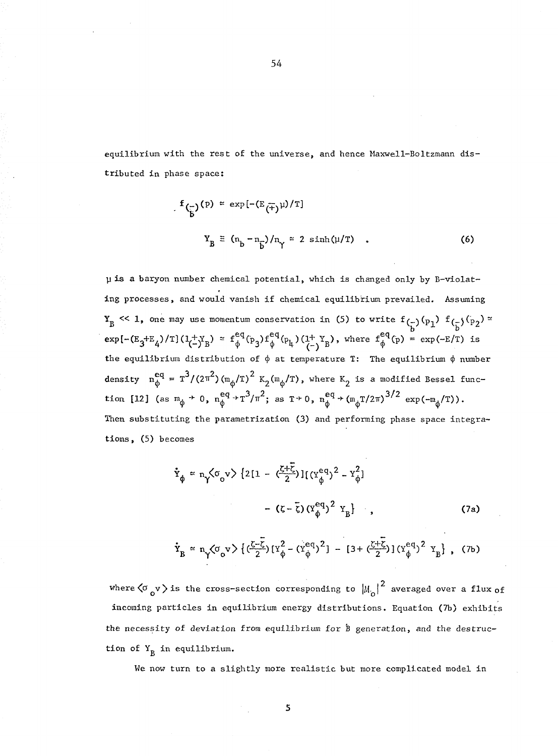equilibrium with the rest of the universe, and hence Maxwell-Boltzmann distributed in phase space:

$$f_{\overset{(-)}{b}}(p) \simeq \exp[-(E \overset{-}{(+)} \mu)/T]$$

$$Y_B \equiv (n_b - n_{\bar{b}})/n_\gamma \simeq 2 \sinh(\mu/T) \quad . \tag{6}$$

$\mu$ is a baryon number chemical potential, which is changed only by B-violating processes, and would vanish if chemical equilibrium prevailed. Assuming $Y_B << 1$, one may use momentum conservation in (5) to write $f_{\overset{(-)}{b}}(p_1)\, f_{\overset{(-)}{b}}(p_2) \simeq \exp[-(E_3+E_4)/T](1 \overset{+}{(-)} Y_B) \simeq f_\phi^{eq}(p_3) f_\phi^{eq}(p_4)(1 \overset{+}{(-)} Y_B)$, where $f_\phi^{eq}(p) = \exp(-E/T)$ is the equilibrium distribution of $\phi$ at temperature T: The equilibrium $\phi$ number density $n_\phi^{eq} = T^3/(2\pi^2)(m_\phi/T)^2 K_2(m_\phi/T)$, where $K_2$ is a modified Bessel function [12] (as $m_\phi \to 0$, $n_\phi^{eq} \to T^3/\pi^2$; as $T \to 0$, $n_\phi^{eq} \to (m_\phi T/2\pi)^{3/2} \exp(-m_\phi/T)$). Then substituting the parametrization (3) and performing phase space integrations, (5) becomes

$$\dot{Y}_\phi \simeq n_\gamma \langle \sigma_0 v \rangle \{2[1 - (\tfrac{\zeta+\bar{\zeta}}{2})][(Y_\phi^{eq})^2 - Y_\phi^2] - (\zeta - \bar{\zeta})(Y_\phi^{eq})^2 Y_B\} \quad , \tag{7a}$$

$$\dot{Y}_B \simeq n_\gamma \langle \sigma_0 v \rangle \{(\tfrac{\zeta-\bar{\zeta}}{2})[Y_\phi^2 - (Y_\phi^{eq})^2] - [3 + (\tfrac{\zeta+\bar{\zeta}}{2})](Y_\phi^{eq})^2 Y_B\} \; , \tag{7b}$$

where $\langle \sigma_0 v \rangle$ is the cross-section corresponding to $|M_0|^2$ averaged over a flux of incoming particles in equilibrium energy distributions. Equation (7b) exhibits the necessity of deviation from equilibrium for $\dot{B}$ generation, and the destruction of $Y_B$ in equilibrium.

We now turn to a slightly more realistic but more complicated model in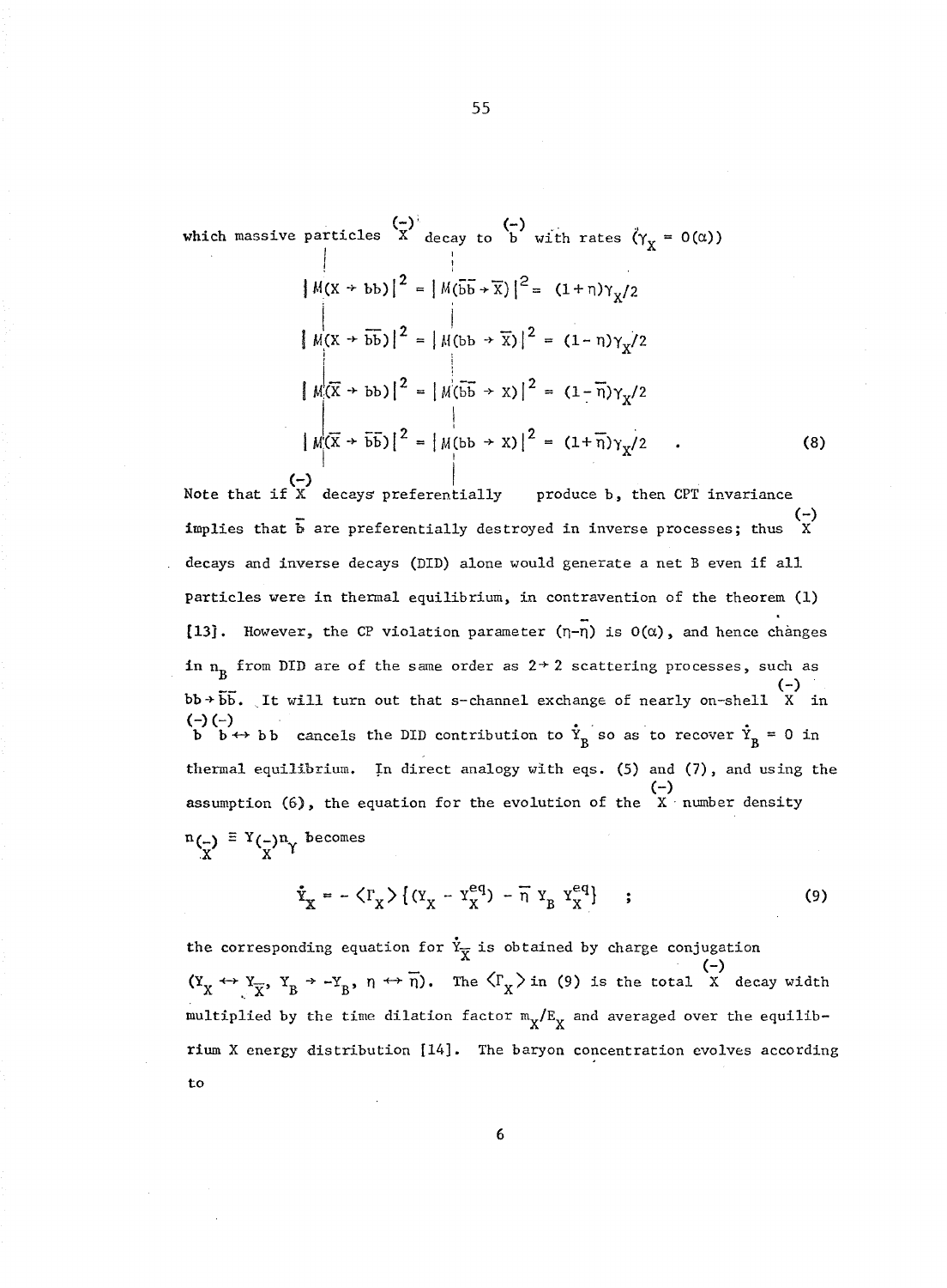which massive particles $\overset{(-)}{X}$ decay to $\overset{(-)}{b}$ with rates ($\gamma_X = O(\alpha)$)

$$
\begin{aligned}
|M(X \to bb)|^2 &= |M(\bar{b}\bar{b} \to \bar{X})|^2 = (1+\eta)\gamma_X/2 \\
|M(X \to \bar{b}\bar{b})|^2 &= |M(bb \to \bar{X})|^2 = (1-\eta)\gamma_X/2 \\
|M(\bar{X} \to bb)|^2 &= |M(\bar{b}\bar{b} \to X)|^2 = (1-\bar{\eta})\gamma_X/2 \\
|M(\bar{X} \to \bar{b}\bar{b})|^2 &= |M(bb \to X)|^2 = (1+\bar{\eta})\gamma_X/2 \quad .
\end{aligned}
\tag{8}
$$

Note that if $\overset{(-)}{X}$ decays preferentially produce b, then CPT invariance implies that $\bar{b}$ are preferentially destroyed in inverse processes; thus $\overset{(-)}{X}$ decays and inverse decays (DID) alone would generate a net B even if all particles were in thermal equilibrium, in contravention of the theorem (1) [13]. However, the CP violation parameter $(\eta-\bar{\eta})$ is $O(\alpha)$, and hence changes in $n_B$ from DID are of the same order as $2\to 2$ scattering processes, such as $bb \to \bar{b}\bar{b}$. It will turn out that s-channel exchange of nearly on-shell $\overset{(-)}{X}$ in $\overset{(-)}{b}\overset{(-)}{b} \leftrightarrow bb$ cancels the DID contribution to $\dot{Y}_B$ so as to recover $\dot{Y}_B = 0$ in thermal equilibrium. In direct analogy with eqs. (5) and (7), and using the assumption (6), the equation for the evolution of the $\overset{(-)}{X}$ number density $n_{\overset{(-)}{X}} \equiv Y_{\overset{(-)}{X}} n_\gamma$ becomes

$$
\dot{Y}_X = -\langle\Gamma_X\rangle\{(Y_X - Y_X^{eq}) - \bar{\eta}\, Y_B\, Y_X^{eq}\} \quad ; \tag{9}
$$

the corresponding equation for $\dot{Y}_{\bar{X}}$ is obtained by charge conjugation ($Y_X \leftrightarrow Y_{\bar{X}}$, $Y_B \to -Y_B$, $\eta \leftrightarrow \bar{\eta}$). The $\langle\Gamma_X\rangle$ in (9) is the total $\overset{(-)}{X}$ decay width multiplied by the time dilation factor $m_X/E_X$ and averaged over the equilibrium X energy distribution [14]. The baryon concentration evolves according to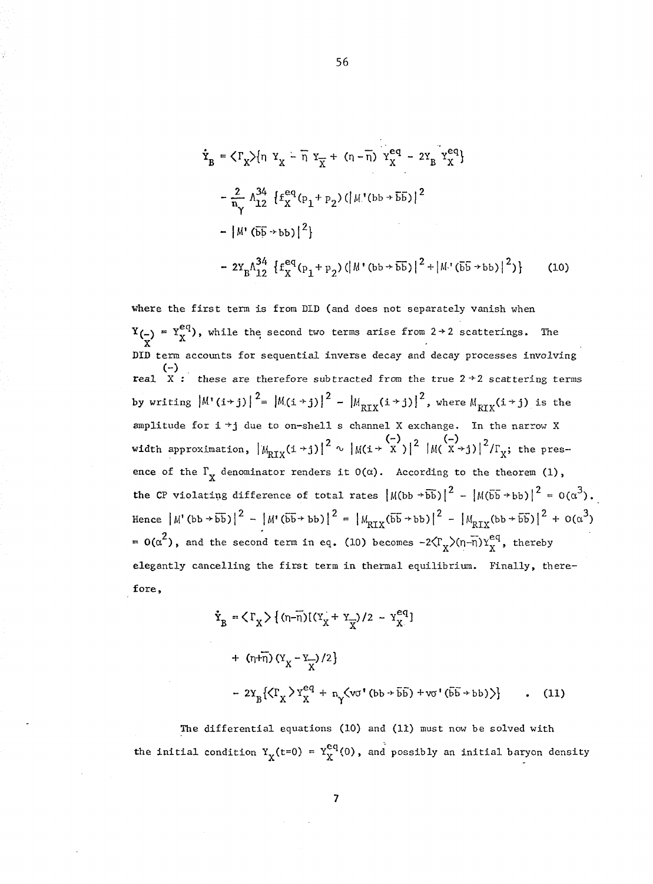$$
\begin{aligned}
\dot{Y}_B &= \langle\Gamma_X\rangle\{\eta\, Y_X - \bar{\eta}\, Y_{\bar{X}} + (\eta - \bar{\eta})\, Y_X^{eq} - 2Y_B\, Y_X^{eq}\} \\
&\quad - \frac{2}{n_\gamma} \Lambda_{12}^{34} \{f_X^{eq}(p_1 + p_2)(|M'(bb \to \bar{b}\bar{b})|^2 \\
&\quad - |M'(\bar{b}\bar{b} \to bb)|^2\} \\
&\quad - 2Y_B \Lambda_{12}^{34} \{f_X^{eq}(p_1 + p_2)(|M'(bb \to \bar{b}\bar{b})|^2 + |M'(\bar{b}\bar{b} \to bb)|^2)\} \qquad (10)
\end{aligned}
$$

where the first term is from DID (and does not separately vanish when $Y_{\overset{(-)}{X}} = Y_X^{eq}$), while the second two terms arise from $2 \to 2$ scatterings. The DID term accounts for sequential inverse decay and decay processes involving real $\overset{(-)}{X}$: these are therefore subtracted from the true $2 \to 2$ scattering terms by writing $|M'(i \to j)|^2 = |M(i \to j)|^2 - |M_{RIX}(i \to j)|^2$, where $M_{RIX}(i \to j)$ is the amplitude for $i \to j$ due to on-shell s channel X exchange. In the narrow X width approximation, $|M_{RIX}(i \to j)|^2 \sim |M(i \to \overset{(-)}{X})|^2\, |M(\overset{(-)}{X} \to j)|^2/\Gamma_X$; the presence of the $\Gamma_X$ denominator renders it $O(\alpha)$. According to the theorem (1), the CP violating difference of total rates $|M(bb \to \bar{b}\bar{b})|^2 - |M(\bar{b}\bar{b} \to bb)|^2 = O(\alpha^3)$. Hence $|M'(bb \to \bar{b}\bar{b})|^2 - |M'(\bar{b}\bar{b} \to bb)|^2 = |M_{RIX}(\bar{b}\bar{b} \to bb)|^2 - |M_{RIX}(bb \to \bar{b}\bar{b})|^2 + O(\alpha^3)$ $= O(\alpha^2)$, and the second term in eq. (10) becomes $-2\langle\Gamma_X\rangle(\eta - \bar{\eta})Y_X^{eq}$, thereby elegantly cancelling the first term in thermal equilibrium. Finally, therefore,

$$
\begin{aligned}
\dot{Y}_B &= \langle\Gamma_X\rangle\{(\eta - \bar{\eta})[(Y_X + Y_{\bar{X}})/2 - Y_X^{eq}] \\
&\quad + (\eta + \bar{\eta})(Y_X - Y_{\bar{X}})/2\} \\
&\quad - 2Y_B\{\langle\Gamma_X\rangle Y_X^{eq} + n_\gamma\langle v\sigma'(bb \to \bar{b}\bar{b}) + v\sigma'(\bar{b}\bar{b} \to bb)\rangle\} \qquad . \quad (11)
\end{aligned}
$$

The differential equations (10) and (11) must now be solved with the initial condition $Y_X(t=0) = Y_X^{eq}(0)$, and possibly an initial baryon density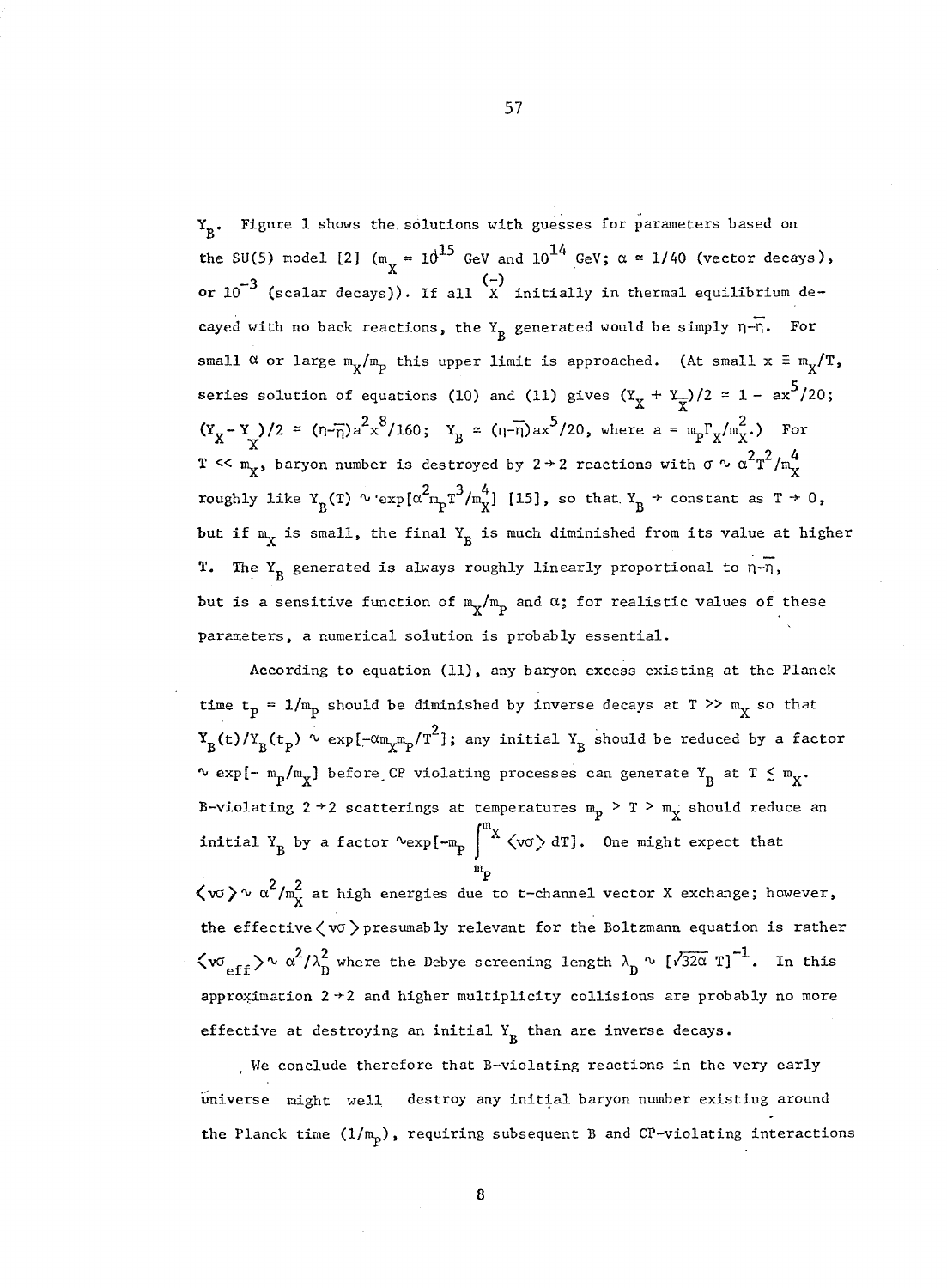$Y_B$. Figure 1 shows the solutions with guesses for parameters based on the SU(5) model [2] ($m_X = 10^{15}$ GeV and $10^{14}$ GeV; $\alpha \simeq 1/40$ (vector decays), or $10^{-3}$ (scalar decays)). If all $\overset{(-)}{X}$ initially in thermal equilibrium decayed with no back reactions, the $Y_B$ generated would be simply $\eta - \bar{\eta}$. For small $\alpha$ or large $m_X/m_P$ this upper limit is approached. (At small $x \equiv m_X/T$, series solution of equations (10) and (11) gives $(Y_X + Y_{\bar{X}})/2 \simeq 1 - ax^5/20$; $(Y_X - Y_{\bar{X}})/2 \simeq (\eta - \bar{\eta})a^2x^8/160$; $Y_B \simeq (\eta - \bar{\eta})ax^5/20$, where $a = m_P\Gamma_X/m_X^2$.) For $T \ll m_X$, baryon number is destroyed by $2 \to 2$ reactions with $\sigma \sim \alpha^2T^2/m_X^4$ roughly like $Y_B(T) \sim \exp[\alpha^2 m_P T^3/m_X^4]$ [15], so that $Y_B \to$ constant as $T \to 0$, but if $m_X$ is small, the final $Y_B$ is much diminished from its value at higher T. The $Y_B$ generated is always roughly linearly proportional to $\eta - \bar{\eta}$, but is a sensitive function of $m_X/m_P$ and $\alpha$; for realistic values of these parameters, a numerical solution is probably essential.

According to equation (11), any baryon excess existing at the Planck time $t_P = 1/m_P$ should be diminished by inverse decays at $T \gg m_X$ so that $Y_B(t)/Y_B(t_P) \sim \exp[-\alpha m_X m_P/T^2]$; any initial $Y_B$ should be reduced by a factor $\sim \exp[-m_P/m_X]$ before CP violating processes can generate $Y_B$ at $T \lesssim m_X$. B-violating $2 \to 2$ scatterings at temperatures $m_P > T > m_X$ should reduce an initial $Y_B$ by a factor $\sim \exp[-m_P \int_{m_P}^{m_X} \langle v\sigma \rangle \, dT]$. One might expect that $\langle v\sigma \rangle \sim \alpha^2/m_X^2$ at high energies due to t-channel vector X exchange; however, the effective $\langle v\sigma \rangle$ presumably relevant for the Boltzmann equation is rather $\langle v\sigma_{eff} \rangle \sim \alpha^2/\lambda_D^2$ where the Debye screening length $\lambda_D \sim [\sqrt{32\alpha}\, T]^{-1}$. In this approximation $2 \to 2$ and higher multiplicity collisions are probably no more effective at destroying an initial $Y_B$ than are inverse decays.

We conclude therefore that B-violating reactions in the very early universe might well destroy any initial baryon number existing around the Planck time $(1/m_P)$, requiring subsequent B and CP-violating interactions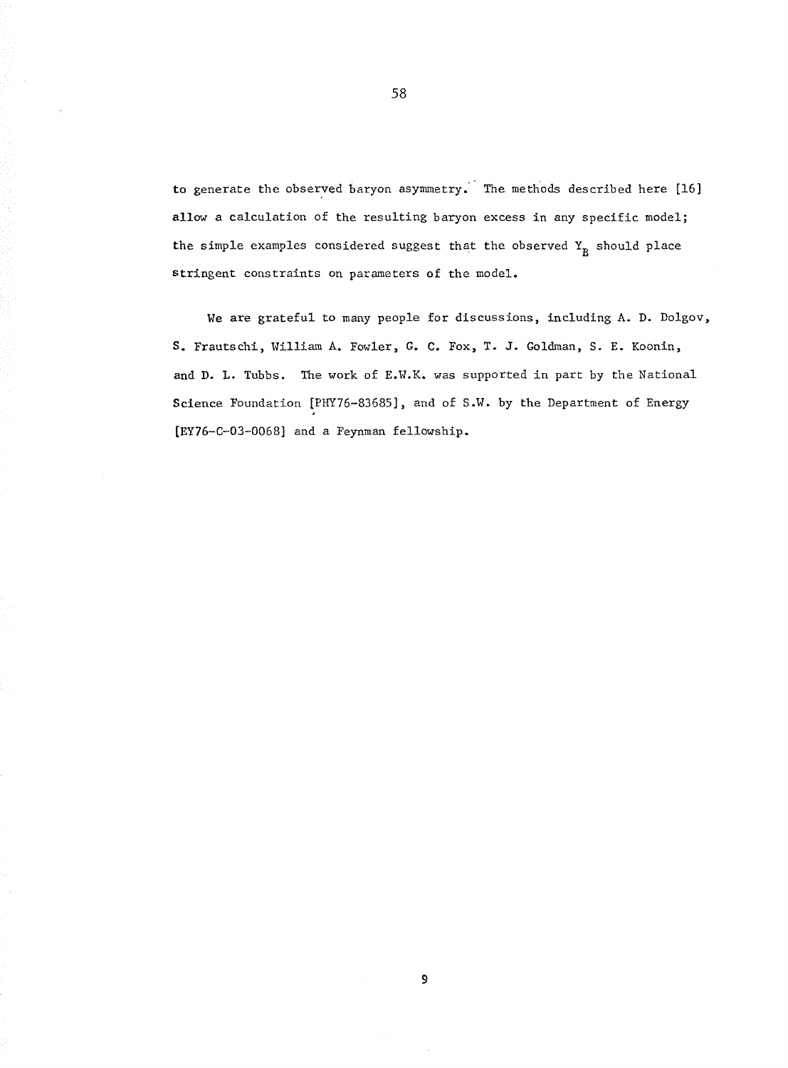to generate the observed baryon asymmetry. The methods described here [16] allow a calculation of the resulting baryon excess in any specific model; the simple examples considered suggest that the observed $Y_B$ should place stringent constraints on parameters of the model.

We are grateful to many people for discussions, including A. D. Dolgov, S. Frautschi, William A. Fowler, G. C. Fox, T. J. Goldman, S. E. Koonin, and D. L. Tubbs. The work of E.W.K. was supported in part by the National Science Foundation [PHY76-83685], and of S.W. by the Department of Energy [EY76-C-03-0068] and a Feynman fellowship.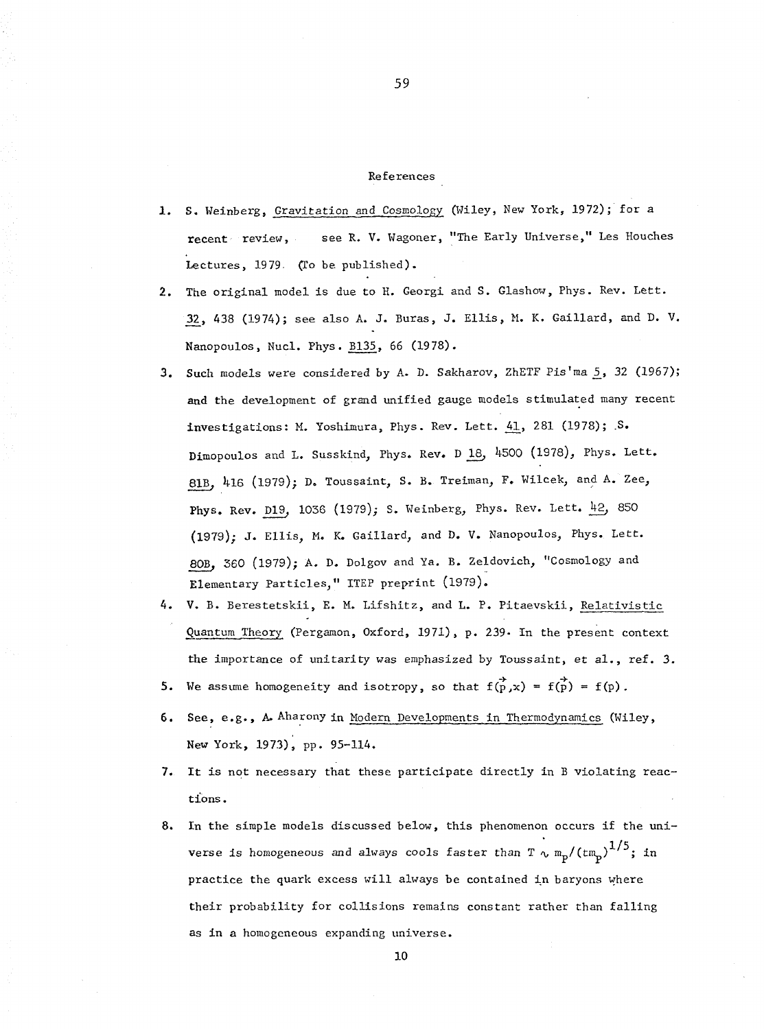## References

1. S. Weinberg, Gravitation and Cosmology (Wiley, New York, 1972); for a recent review, see R. V. Wagoner, "The Early Universe," Les Houches Lectures, 1979. (To be published).
2. The original model is due to H. Georgi and S. Glashow, Phys. Rev. Lett. 32, 438 (1974); see also A. J. Buras, J. Ellis, M. K. Gaillard, and D. V. Nanopoulos, Nucl. Phys. B135, 66 (1978).
3. Such models were considered by A. D. Sakharov, ZhETF Pis'ma 5, 32 (1967); and the development of grand unified gauge models stimulated many recent investigations: M. Yoshimura, Phys. Rev. Lett. 41, 281 (1978); S. Dimopoulos and L. Susskind, Phys. Rev. D 18, 4500 (1978), Phys. Lett. 81B, 416 (1979); D. Toussaint, S. B. Treiman, F. Wilcek, and A. Zee, Phys. Rev. D19, 1036 (1979); S. Weinberg, Phys. Rev. Lett. 42, 850 (1979); J. Ellis, M. K. Gaillard, and D. V. Nanopoulos, Phys. Lett. 80B, 360 (1979); A. D. Dolgov and Ya. B. Zeldovich, "Cosmology and Elementary Particles," ITEP preprint (1979).
4. V. B. Berestetskii, E. M. Lifshitz, and L. P. Pitaevskii, Relativistic Quantum Theory (Pergamon, Oxford, 1971), p. 239. In the present context the importance of unitarity was emphasized by Toussaint, et al., ref. 3.
5. We assume homogeneity and isotropy, so that $f(\vec{p},x) = f(\vec{p}) = f(p)$.
6. See, e.g., A. Aharony in Modern Developments in Thermodynamics (Wiley, New York, 1973), pp. 95-114.
7. It is not necessary that these participate directly in B violating reactions.
8. In the simple models discussed below, this phenomenon occurs if the universe is homogeneous and always cools faster than $T \sim m_p/(tm_p)^{1/5}$; in practice the quark excess will always be contained in baryons where their probability for collisions remains constant rather than falling as in a homogeneous expanding universe.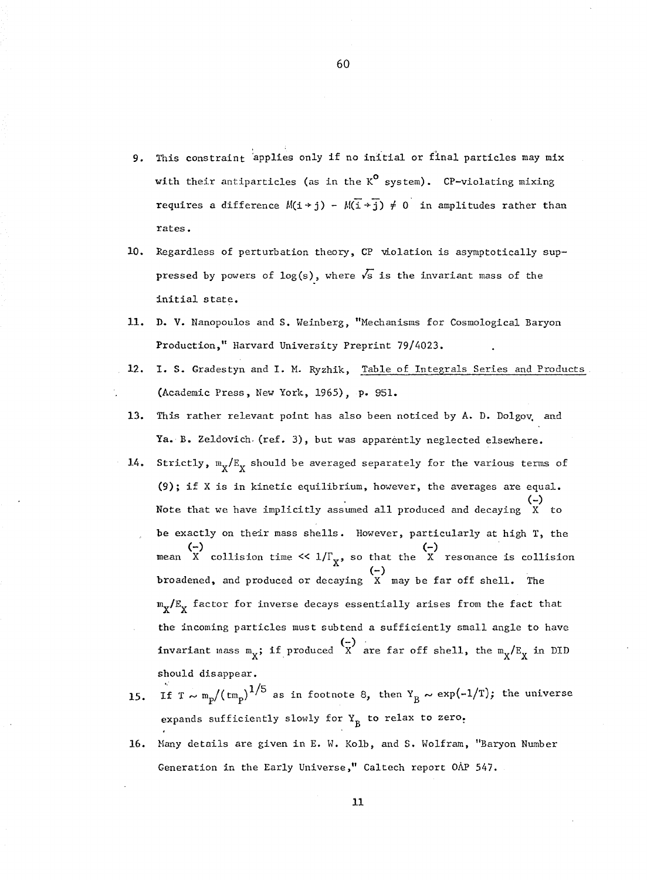9. This constraint applies only if no initial or final particles may mix with their antiparticles (as in the $K^0$ system). CP-violating mixing requires a difference $M(i \to j) - M(\bar{i} \to \bar{j}) \neq 0$ in amplitudes rather than rates.

10. Regardless of perturbation theory, CP violation is asymptotically suppressed by powers of log(s), where $\sqrt{s}$ is the invariant mass of the initial state.

11. D. V. Nanopoulos and S. Weinberg, "Mechanisms for Cosmological Baryon Production," Harvard University Preprint 79/4023.

12. I. S. Gradestyn and I. M. Ryzhik, Table of Integrals Series and Products (Academic Press, New York, 1965), p. 951.

13. This rather relevant point has also been noticed by A. D. Dolgov and Ya. B. Zeldovich (ref. 3), but was apparently neglected elsewhere.

14. Strictly, $m_X/E_X$ should be averaged separately for the various terms of (9); if X is in kinetic equilibrium, however, the averages are equal. Note that we have implicitly assumed all produced and decaying $\overset{(-)}{X}$ to be exactly on their mass shells. However, particularly at high T, the mean $\overset{(-)}{X}$ collision time $<< 1/\Gamma_X$, so that the $\overset{(-)}{X}$ resonance is collision broadened, and produced or decaying $\overset{(-)}{X}$ may be far off shell. The $m_X/E_X$ factor for inverse decays essentially arises from the fact that the incoming particles must subtend a sufficiently small angle to have invariant mass $m_X$; if produced $\overset{(-)}{X}$ are far off shell, the $m_X/E_X$ in DID should disappear.

15. If $T \sim m_p/(tm_p)^{1/5}$ as in footnote 8, then $Y_B \sim \exp(-1/T)$; the universe expands sufficiently slowly for $Y_B$ to relax to zero.

16. Many details are given in E. W. Kolb, and S. Wolfram, "Baryon Number Generation in the Early Universe," Caltech report OAP 547.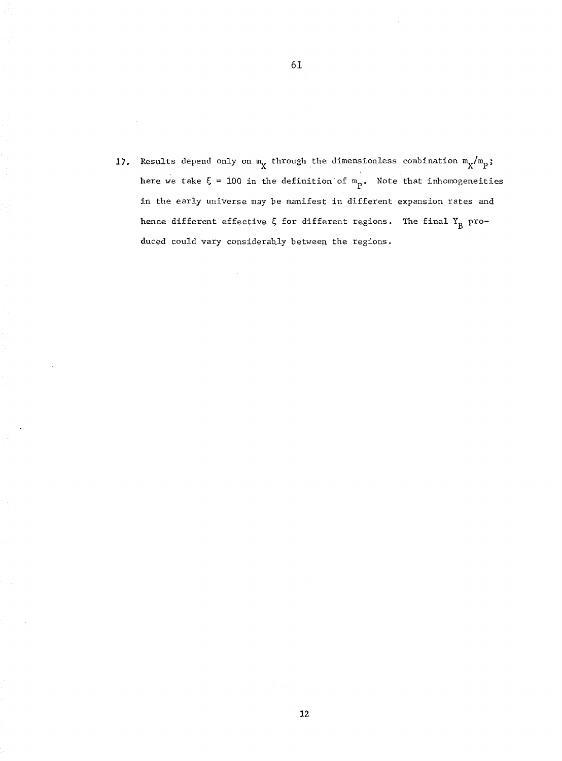17. Results depend only on $m_X$ through the dimensionless combination $m_X/m_P$; here we take $\xi = 100$ in the definition of $m_P$. Note that inhomogeneities in the early universe may be manifest in different expansion rates and hence different effective $\xi$ for different regions. The final $Y_B$ produced could vary considerably between the regions.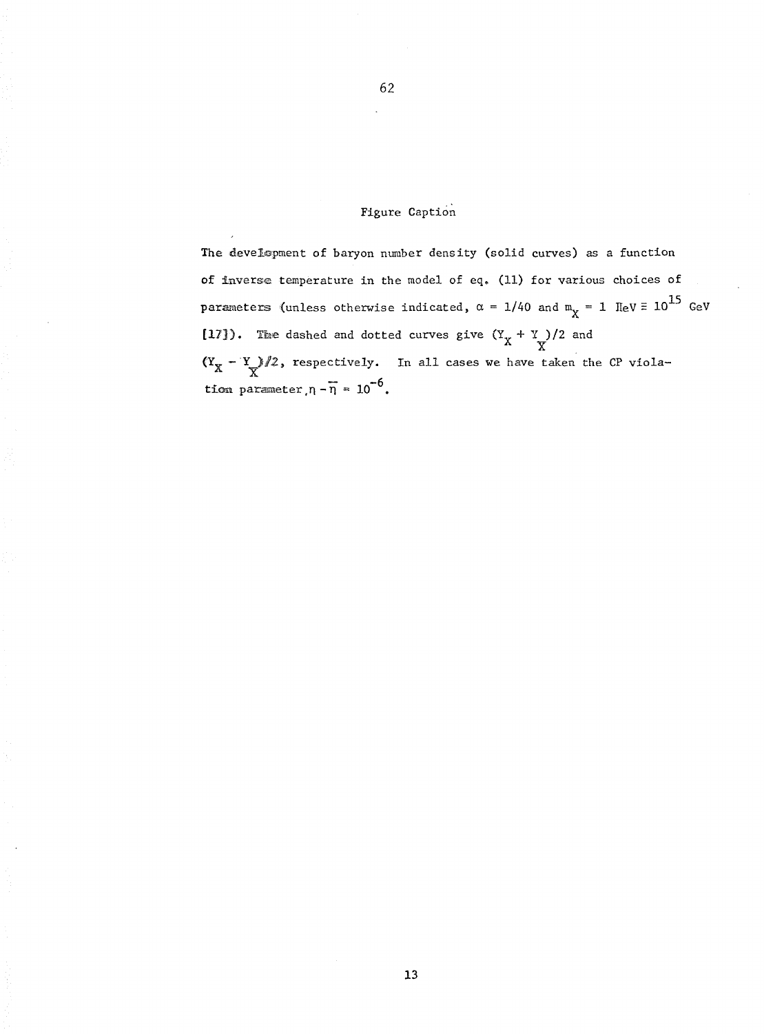# Figure Caption

The development of baryon number density (solid curves) as a function of inverse temperature in the model of eq. (11) for various choices of parameters (unless otherwise indicated, $\alpha = 1/40$ and $m_X = 1$ IIeV $\equiv 10^{15}$ GeV [17]). The dashed and dotted curves give $(Y_X + Y_{\bar{X}})/2$ and $(Y_X - Y_{\bar{X}})/2$, respectively. In all cases we have taken the CP violation parameter, $\eta - \bar{\eta} = 10^{-6}$.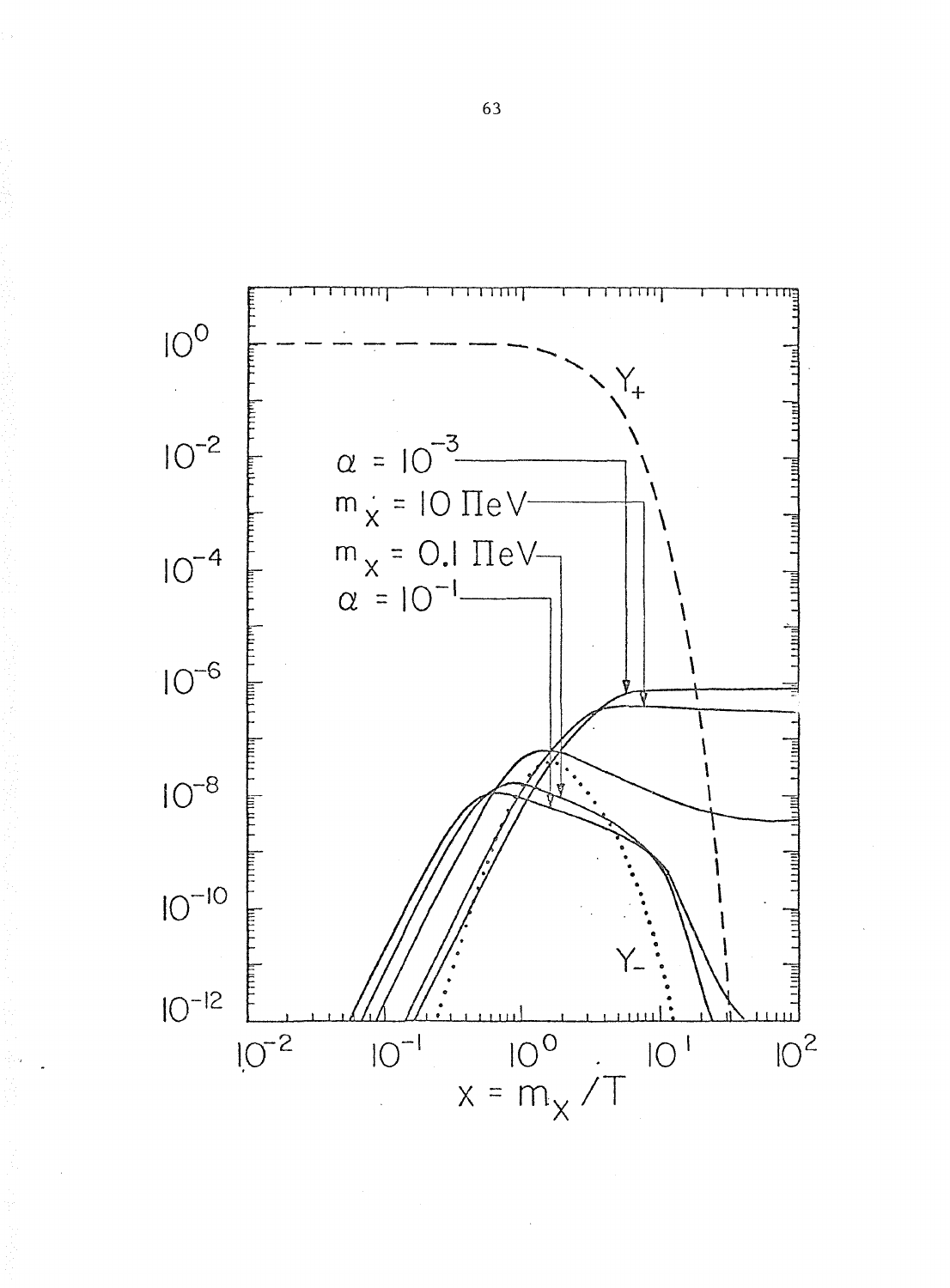$Y_+$

$\alpha = 10^{-3}$

$m_X = 10$ TeV

$m_X = 0.1$ TeV

$\alpha = 10^{-1}$

$Y_-$

$10^0$

$10^{-2}$

$10^{-4}$

$10^{-6}$

$10^{-8}$

$10^{-10}$

$10^{-12}$

$10^{-2}$ $10^{-1}$ $10^0$ $10^1$ $10^2$

$x = m_X / T$